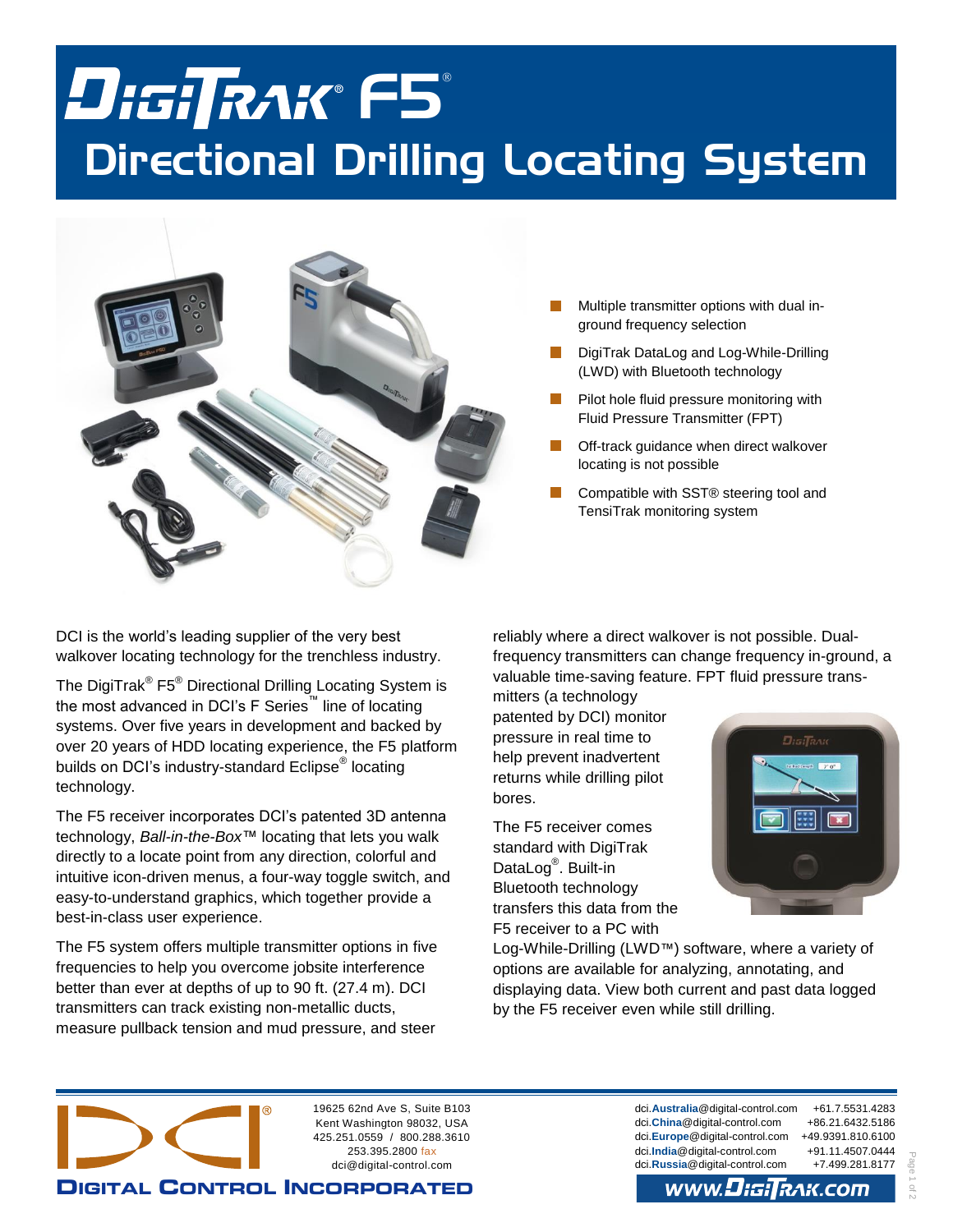# DigiTrak® F5®

# Directional Drilling Locating System

- Multiple transmitter options with dual in-ground frequency selection
- DigiTrak DataLog and Log-While-Drilling (LWD) with Bluetooth technology
- Pilot hole fluid pressure monitoring with Fluid Pressure Transmitter (FPT)
- Off-track guidance when direct walkover locating is not possible
- Compatible with SST® steering tool and TensiTrak monitoring system

DCI is the world's leading supplier of the very best walkover locating technology for the trenchless industry.

The DigiTrak® F5® Directional Drilling Locating System is the most advanced in DCI's F Series™ line of locating systems. Over five years in development and backed by over 20 years of HDD locating experience, the F5 platform builds on DCI's industry-standard Eclipse® locating technology.

The F5 receiver incorporates DCI's patented 3D antenna technology, *Ball-in-the-Box*™ locating that lets you walk directly to a locate point from any direction, colorful and intuitive icon-driven menus, a four-way toggle switch, and easy-to-understand graphics, which together provide a best-in-class user experience.

The F5 system offers multiple transmitter options in five frequencies to help you overcome jobsite interference better than ever at depths of up to 90 ft. (27.4 m). DCI transmitters can track existing non-metallic ducts, measure pullback tension and mud pressure, and steer reliably where a direct walkover is not possible. Dual-frequency transmitters can change frequency in-ground, a valuable time-saving feature. FPT fluid pressure transmitters (a technology patented by DCI) monitor pressure in real time to help prevent inadvertent returns while drilling pilot bores.

The F5 receiver comes standard with DigiTrak DataLog®. Built-in Bluetooth technology transfers this data from the F5 receiver to a PC with Log-While-Drilling (LWD™) software, where a variety of options are available for analyzing, annotating, and displaying data. View both current and past data logged by the F5 receiver even while still drilling.

**DIGITAL CONTROL INCORPORATED**

19625 62nd Ave S, Suite B103
Kent Washington 98032, USA
425.251.0559 / 800.288.3610
253.395.2800 fax
dci@digital-control.com

| | |
|---|---|
| dci.Australia@digital-control.com | +61.7.5531.4283 |
| dci.China@digital-control.com | +86.21.6432.5186 |
| dci.Europe@digital-control.com | +49.9391.810.6100 |
| dci.India@digital-control.com | +91.11.4507.0444 |
| dci.Russia@digital-control.com | +7.499.281.8177 |

www.DigiTrak.com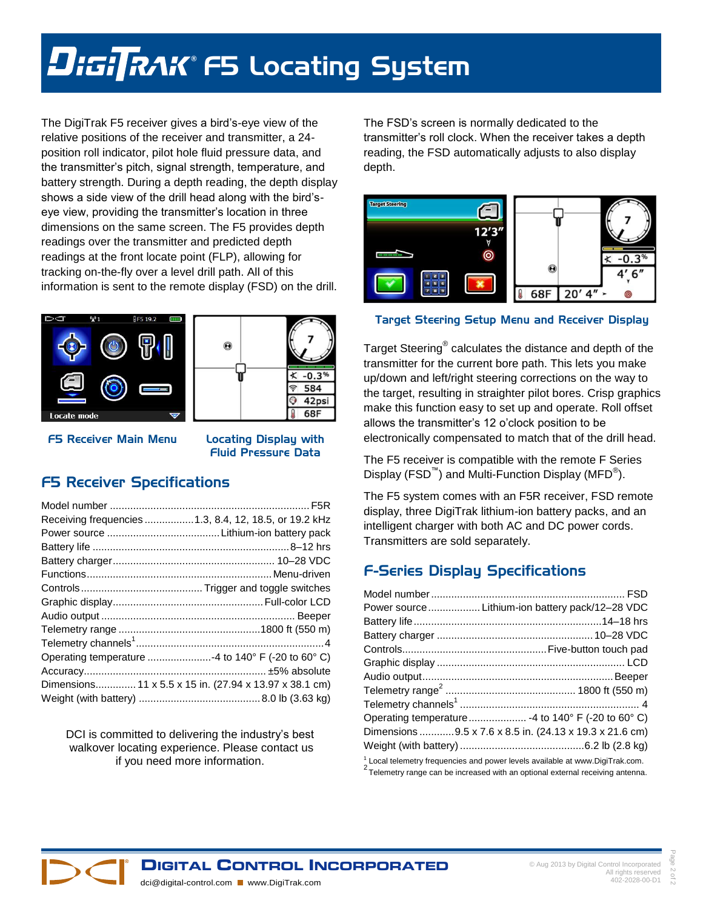# DigiTrak® F5 Locating System

The DigiTrak F5 receiver gives a bird's-eye view of the relative positions of the receiver and transmitter, a 24-position roll indicator, pilot hole fluid pressure data, and the transmitter's pitch, signal strength, temperature, and battery strength. During a depth reading, the depth display shows a side view of the drill head along with the bird's-eye view, providing the transmitter's location in three dimensions on the same screen. The F5 provides depth readings over the transmitter and predicted depth readings at the front locate point (FLP), allowing for tracking on-the-fly over a level drill path. All of this information is sent to the remote display (FSD) on the drill.

F5 Receiver Main Menu

Locating Display with Fluid Pressure Data

## F5 Receiver Specifications

| | |
|---|---|
| Model number | F5R |
| Receiving frequencies | 1.3, 8.4, 12, 18.5, or 19.2 kHz |
| Power source | Lithium-ion battery pack |
| Battery life | 8–12 hrs |
| Battery charger | 10–28 VDC |
| Functions | Menu-driven |
| Controls | Trigger and toggle switches |
| Graphic display | Full-color LCD |
| Audio output | Beeper |
| Telemetry range | 1800 ft (550 m) |
| Telemetry channels[1] | 4 |
| Operating temperature | -4 to 140° F (-20 to 60° C) |
| Accuracy | ±5% absolute |
| Dimensions | 11 x 5.5 x 15 in. (27.94 x 13.97 x 38.1 cm) |
| Weight (with battery) | 8.0 lb (3.63 kg) |

DCI is committed to delivering the industry's best walkover locating experience. Please contact us if you need more information.

The FSD's screen is normally dedicated to the transmitter's roll clock. When the receiver takes a depth reading, the FSD automatically adjusts to also display depth.

Target Steering Setup Menu and Receiver Display

Target Steering® calculates the distance and depth of the transmitter for the current bore path. This lets you make up/down and left/right steering corrections on the way to the target, resulting in straighter pilot bores. Crisp graphics make this function easy to set up and operate. Roll offset allows the transmitter's 12 o'clock position to be electronically compensated to match that of the drill head.

The F5 receiver is compatible with the remote F Series Display (FSD™) and Multi-Function Display (MFD®).

The F5 system comes with an F5R receiver, FSD remote display, three DigiTrak lithium-ion battery packs, and an intelligent charger with both AC and DC power cords. Transmitters are sold separately.

## F-Series Display Specifications

| | |
|---|---|
| Model number | FSD |
| Power source | Lithium-ion battery pack/12–28 VDC |
| Battery life | 14–18 hrs |
| Battery charger | 10–28 VDC |
| Controls | Five-button touch pad |
| Graphic display | LCD |
| Audio output | Beeper |
| Telemetry range[2] | 1800 ft (550 m) |
| Telemetry channels[1] | 4 |
| Operating temperature | -4 to 140° F (-20 to 60° C) |
| Dimensions | 9.5 x 7.6 x 8.5 in. (24.13 x 19.3 x 21.6 cm) |
| Weight (with battery) | 6.2 lb (2.8 kg) |

[1] Local telemetry frequencies and power levels available at www.DigiTrak.com.
[2] Telemetry range can be increased with an optional external receiving antenna.

**Digital Control Incorporated**
dci@digital-control.com ■ www.DigiTrak.com

© Aug 2013 by Digital Control Incorporated
All rights reserved
402-2028-00-D1